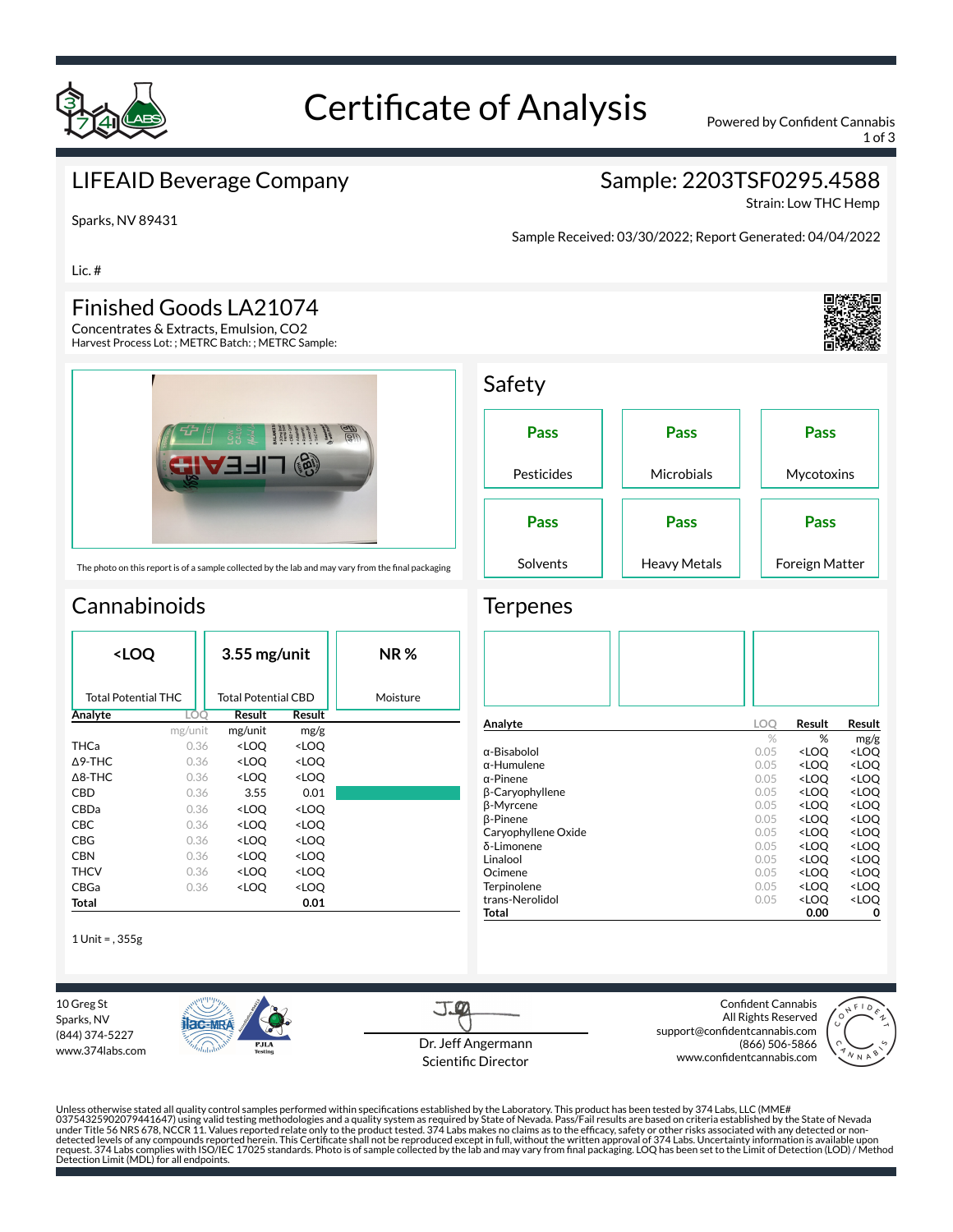# Certificate of Analysis

Powered by Confident Cannabis

## LIFEAID Beverage Company

Sparks, NV 89431

Lic. #

**Sample: 2203TSF0295.4588**

Strain: Low THC Hemp

Sample Received: 03/30/2022; Report Generated: 04/04/2022

## Finished Goods LA21074

Concentrates & Extracts, Emulsion, CO2

Harvest Process Lot: ; METRC Batch: ; METRC Sample:

The photo on this report is of a sample collected by the lab and may vary from the final packaging

## Safety

| Pesticides | Microbials | Mycotoxins |
|---|---|---|
| Pass | Pass | Pass |

| Solvents | Heavy Metals | Foreign Matter |
|---|---|---|
| Pass | Pass | Pass |

## Cannabinoids

| Total Potential THC | Total Potential CBD | Moisture |
|---|---|---|
| <LOQ | 3.55 mg/unit | NR % |

| Analyte | LOQ | Result | Result |
|---|---|---|---|
| | mg/unit | mg/unit | mg/g |
| THCa | 0.36 | <LOQ | <LOQ |
| Δ9-THC | 0.36 | <LOQ | <LOQ |
| Δ8-THC | 0.36 | <LOQ | <LOQ |
| CBD | 0.36 | 3.55 | 0.01 |
| CBDa | 0.36 | <LOQ | <LOQ |
| CBC | 0.36 | <LOQ | <LOQ |
| CBG | 0.36 | <LOQ | <LOQ |
| CBN | 0.36 | <LOQ | <LOQ |
| THCV | 0.36 | <LOQ | <LOQ |
| CBGa | 0.36 | <LOQ | <LOQ |
| **Total** | | | **0.01** |

1 Unit = , 355g

## Terpenes

| Analyte | LOQ | Result | Result |
|---|---|---|---|
| | % | % | mg/g |
| α-Bisabolol | 0.05 | <LOQ | <LOQ |
| α-Humulene | 0.05 | <LOQ | <LOQ |
| α-Pinene | 0.05 | <LOQ | <LOQ |
| β-Caryophyllene | 0.05 | <LOQ | <LOQ |
| β-Myrcene | 0.05 | <LOQ | <LOQ |
| β-Pinene | 0.05 | <LOQ | <LOQ |
| Caryophyllene Oxide | 0.05 | <LOQ | <LOQ |
| δ-Limonene | 0.05 | <LOQ | <LOQ |
| Linalool | 0.05 | <LOQ | <LOQ |
| Ocimene | 0.05 | <LOQ | <LOQ |
| Terpinolene | 0.05 | <LOQ | <LOQ |
| trans-Nerolidol | 0.05 | <LOQ | <LOQ |
| **Total** | | **0.00** | **0** |

10 Greg St
Sparks, NV
(844) 374-5227
www.374labs.com

Dr. Jeff Angermann
Scientific Director

Confident Cannabis
All Rights Reserved
support@confidentcannabis.com
(866) 506-5866
www.confidentcannabis.com

Unless otherwise stated all quality control samples performed within specifications established by the Laboratory. This product has been tested by 374 Labs, LLC (MME# 03754325902079441647) using valid testing methodologies and a quality system as required by State of Nevada. Pass/Fail results are based on criteria established by the State of Nevada under Title 56 NRS 678, NCCR 11. Values reported relate only to the product tested. 374 Labs makes no claims as to the efficacy, safety or other risks associated with any detected or non-detected levels of any compounds reported herein. This Certificate shall not be reproduced except in full, without the written approval of 374 Labs. Uncertainty information is available upon request. 374 Labs complies with ISO/IEC 17025 standards. Photo is of sample collected by the lab and may vary from final packaging. LOQ has been set to the Limit of Detection (LOD) / Method Detection Limit (MDL) for all endpoints.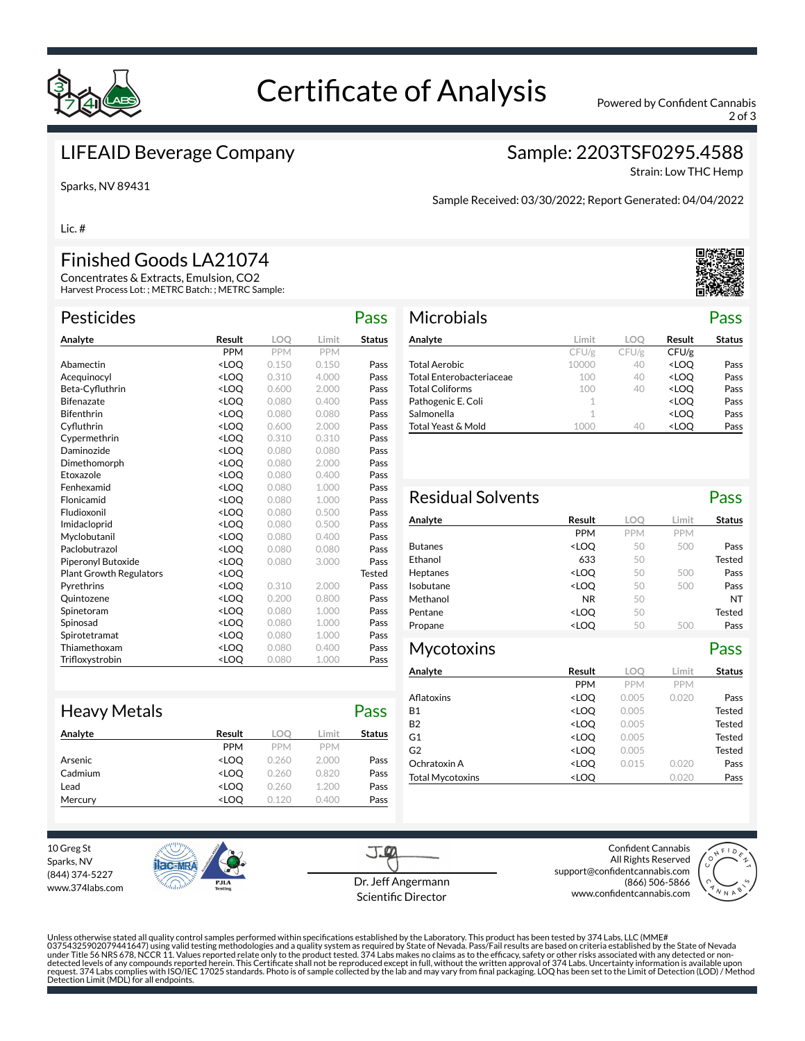# Certificate of Analysis

Powered by Confident Cannabis

## LIFEAID Beverage Company

Sparks, NV 89431

Lic. #

## Sample: 2203TSF0295.4588

Strain: Low THC Hemp

Sample Received: 03/30/2022; Report Generated: 04/04/2022

## Finished Goods LA21074

Concentrates & Extracts, Emulsion, CO2
Harvest Process Lot: ; METRC Batch: ; METRC Sample:

### Pesticides — Pass

| Analyte | Result | LOQ | Limit | Status |
|---|---|---|---|---|
| | PPM | PPM | PPM | |
| Abamectin | <LOQ | 0.150 | 0.150 | Pass |
| Acequinocyl | <LOQ | 0.310 | 4.000 | Pass |
| Beta-Cyfluthrin | <LOQ | 0.600 | 2.000 | Pass |
| Bifenazate | <LOQ | 0.080 | 0.400 | Pass |
| Bifenthrin | <LOQ | 0.080 | 0.080 | Pass |
| Cyfluthrin | <LOQ | 0.600 | 2.000 | Pass |
| Cypermethrin | <LOQ | 0.310 | 0.310 | Pass |
| Daminozide | <LOQ | 0.080 | 0.080 | Pass |
| Dimethomorph | <LOQ | 0.080 | 2.000 | Pass |
| Etoxazole | <LOQ | 0.080 | 0.400 | Pass |
| Fenhexamid | <LOQ | 0.080 | 1.000 | Pass |
| Flonicamid | <LOQ | 0.080 | 1.000 | Pass |
| Fludioxonil | <LOQ | 0.080 | 0.500 | Pass |
| Imidacloprid | <LOQ | 0.080 | 0.500 | Pass |
| Myclobutanil | <LOQ | 0.080 | 0.400 | Pass |
| Paclobutrazol | <LOQ | 0.080 | 0.080 | Pass |
| Piperonyl Butoxide | <LOQ | 0.080 | 3.000 | Pass |
| Plant Growth Regulators | <LOQ | | | Tested |
| Pyrethrins | <LOQ | 0.310 | 2.000 | Pass |
| Quintozene | <LOQ | 0.200 | 0.800 | Pass |
| Spinetoram | <LOQ | 0.080 | 1.000 | Pass |
| Spinosad | <LOQ | 0.080 | 1.000 | Pass |
| Spirotetramat | <LOQ | 0.080 | 1.000 | Pass |
| Thiamethoxam | <LOQ | 0.080 | 0.400 | Pass |
| Trifloxystrobin | <LOQ | 0.080 | 1.000 | Pass |

### Microbials — Pass

| Analyte | Limit | LOQ | Result | Status |
|---|---|---|---|---|
| | CFU/g | CFU/g | CFU/g | |
| Total Aerobic | 10000 | 40 | <LOQ | Pass |
| Total Enterobacteriaceae | 100 | 40 | <LOQ | Pass |
| Total Coliforms | 100 | 40 | <LOQ | Pass |
| Pathogenic E. Coli | 1 | | <LOQ | Pass |
| Salmonella | 1 | | <LOQ | Pass |
| Total Yeast & Mold | 1000 | 40 | <LOQ | Pass |

### Residual Solvents — Pass

| Analyte | Result | LOQ | Limit | Status |
|---|---|---|---|---|
| | PPM | PPM | PPM | |
| Butanes | <LOQ | 50 | 500 | Pass |
| Ethanol | 633 | 50 | | Tested |
| Heptanes | <LOQ | 50 | 500 | Pass |
| Isobutane | <LOQ | 50 | 500 | Pass |
| Methanol | NR | 50 | | NT |
| Pentane | <LOQ | 50 | | Tested |
| Propane | <LOQ | 50 | 500 | Pass |

### Heavy Metals — Pass

| Analyte | Result | LOQ | Limit | Status |
|---|---|---|---|---|
| | PPM | PPM | PPM | |
| Arsenic | <LOQ | 0.260 | 2.000 | Pass |
| Cadmium | <LOQ | 0.260 | 0.820 | Pass |
| Lead | <LOQ | 0.260 | 1.200 | Pass |
| Mercury | <LOQ | 0.120 | 0.400 | Pass |

### Mycotoxins — Pass

| Analyte | Result | LOQ | Limit | Status |
|---|---|---|---|---|
| | PPM | PPM | PPM | |
| Aflatoxins | <LOQ | 0.005 | 0.020 | Pass |
| B1 | <LOQ | 0.005 | | Tested |
| B2 | <LOQ | 0.005 | | Tested |
| G1 | <LOQ | 0.005 | | Tested |
| G2 | <LOQ | 0.005 | | Tested |
| Ochratoxin A | <LOQ | 0.015 | 0.020 | Pass |
| Total Mycotoxins | <LOQ | | 0.020 | Pass |

10 Greg St
Sparks, NV
(844) 374-5227
www.374labs.com

Dr. Jeff Angermann
Scientific Director

Confident Cannabis
All Rights Reserved
support@confidentcannabis.com
(866) 506-5866
www.confidentcannabis.com

Unless otherwise stated all quality control samples performed within specifications established by the Laboratory. This product has been tested by 374 Labs, LLC (MME# 03754325902079441647) using valid testing methodologies and a quality system as required by State of Nevada. Pass/Fail results are based on criteria established by the State of Nevada under Title 56 NRS 678, NCCR 11. Values reported relate only to the product tested. 374 Labs makes no claims as to the efficacy, safety or other risks associated with any detected or non-detected levels of any compounds reported herein. This Certificate shall not be reproduced except in full, without the written approval of 374 Labs. Uncertainty information is available upon request. 374 Labs complies with ISO/IEC 17025 standards. Photo is of sample collected by the lab and may vary from final packaging. LOQ has been set to the Limit of Detection (LOD) / Method Detection Limit (MDL) for all endpoints.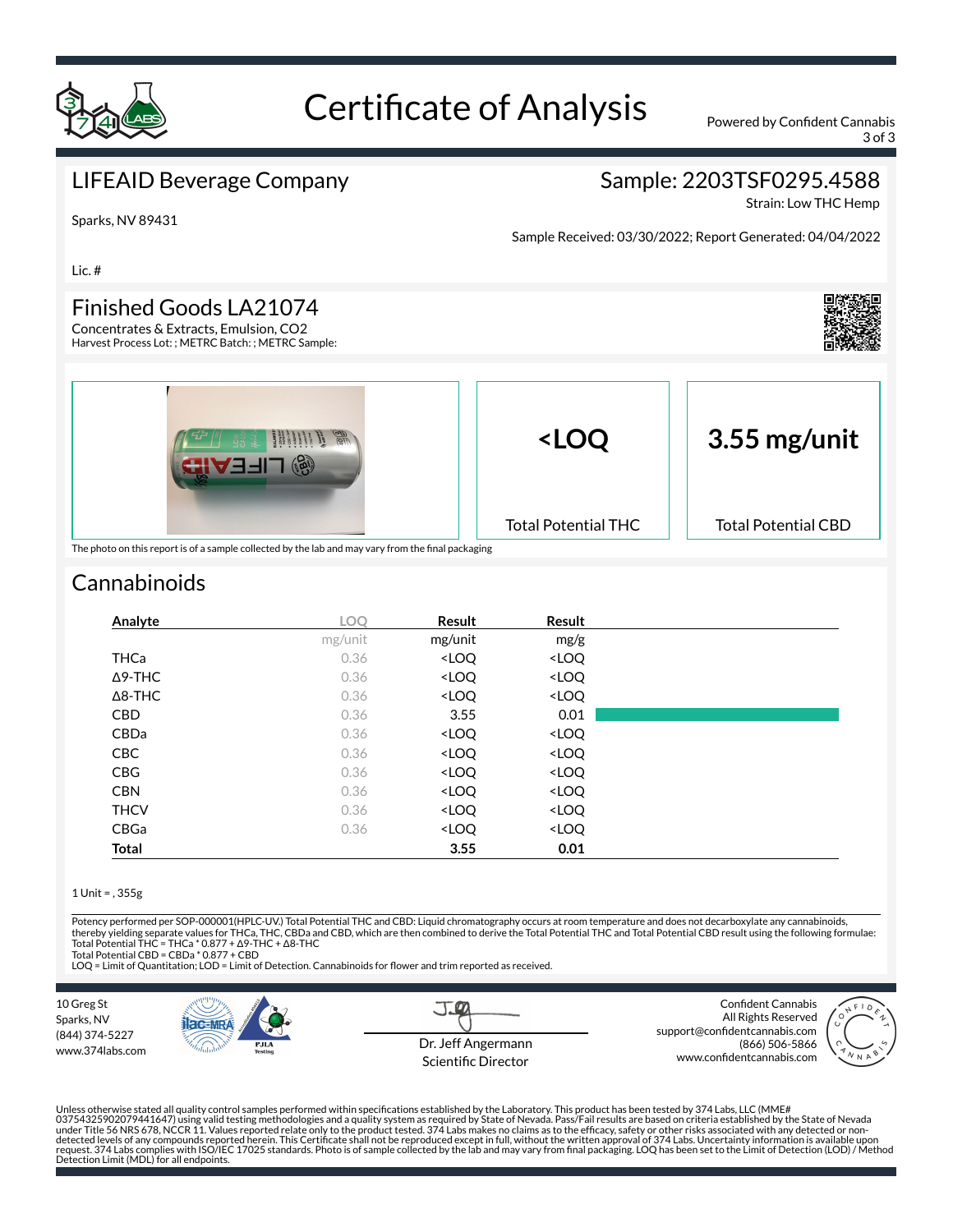# Certificate of Analysis

Powered by Confident Cannabis

## LIFEAID Beverage Company

Sparks, NV 89431

Lic. #

## Sample: 2203TSF0295.4588

Strain: Low THC Hemp

Sample Received: 03/30/2022; Report Generated: 04/04/2022

## Finished Goods LA21074

Concentrates & Extracts, Emulsion, CO2
Harvest Process Lot: ; METRC Batch: ; METRC Sample:

**<LOQ**
Total Potential THC

**3.55 mg/unit**
Total Potential CBD

The photo on this report is of a sample collected by the lab and may vary from the final packaging

## Cannabinoids

| Analyte | LOQ | Result | Result |
|---|---|---|---|
| | mg/unit | mg/unit | mg/g |
| THCa | 0.36 | <LOQ | <LOQ |
| Δ9-THC | 0.36 | <LOQ | <LOQ |
| Δ8-THC | 0.36 | <LOQ | <LOQ |
| CBD | 0.36 | 3.55 | 0.01 |
| CBDa | 0.36 | <LOQ | <LOQ |
| CBC | 0.36 | <LOQ | <LOQ |
| CBG | 0.36 | <LOQ | <LOQ |
| CBN | 0.36 | <LOQ | <LOQ |
| THCV | 0.36 | <LOQ | <LOQ |
| CBGa | 0.36 | <LOQ | <LOQ |
| **Total** | | **3.55** | **0.01** |

1 Unit = , 355g

Potency performed per SOP-000001(HPLC-UV.) Total Potential THC and CBD: Liquid chromatography occurs at room temperature and does not decarboxylate any cannabinoids, thereby yielding separate values for THCa, THC, CBDa and CBD, which are then combined to derive the Total Potential THC and Total Potential CBD result using the following formulae:
Total Potential THC = THCa * 0.877 + Δ9-THC + Δ8-THC
Total Potential CBD = CBDa * 0.877 + CBD
LOQ = Limit of Quantitation; LOD = Limit of Detection. Cannabinoids for flower and trim reported as received.

10 Greg St
Sparks, NV
(844) 374-5227
www.374labs.com

Dr. Jeff Angermann
Scientific Director

Confident Cannabis
All Rights Reserved
support@confidentcannabis.com
(866) 506-5866
www.confidentcannabis.com

Unless otherwise stated all quality control samples performed within specifications established by the Laboratory. This product has been tested by 374 Labs, LLC (MME# 03754325902079441647) using valid testing methodologies and a quality system as required by State of Nevada. Pass/Fail results are based on criteria established by the State of Nevada under Title 56 NRS 678, NCCR 11. Values reported relate only to the product tested. 374 Labs makes no claims as to the efficacy, safety or other risks associated with any detected or non-detected levels of any compounds reported herein. This Certificate shall not be reproduced except in full, without the written approval of 374 Labs. Uncertainty information is available upon request. 374 Labs complies with ISO/IEC 17025 standards. Photo is of sample collected by the lab and may vary from final packaging. LOQ has been set to the Limit of Detection (LOD) / Method Detection Limit (MDL) for all endpoints.